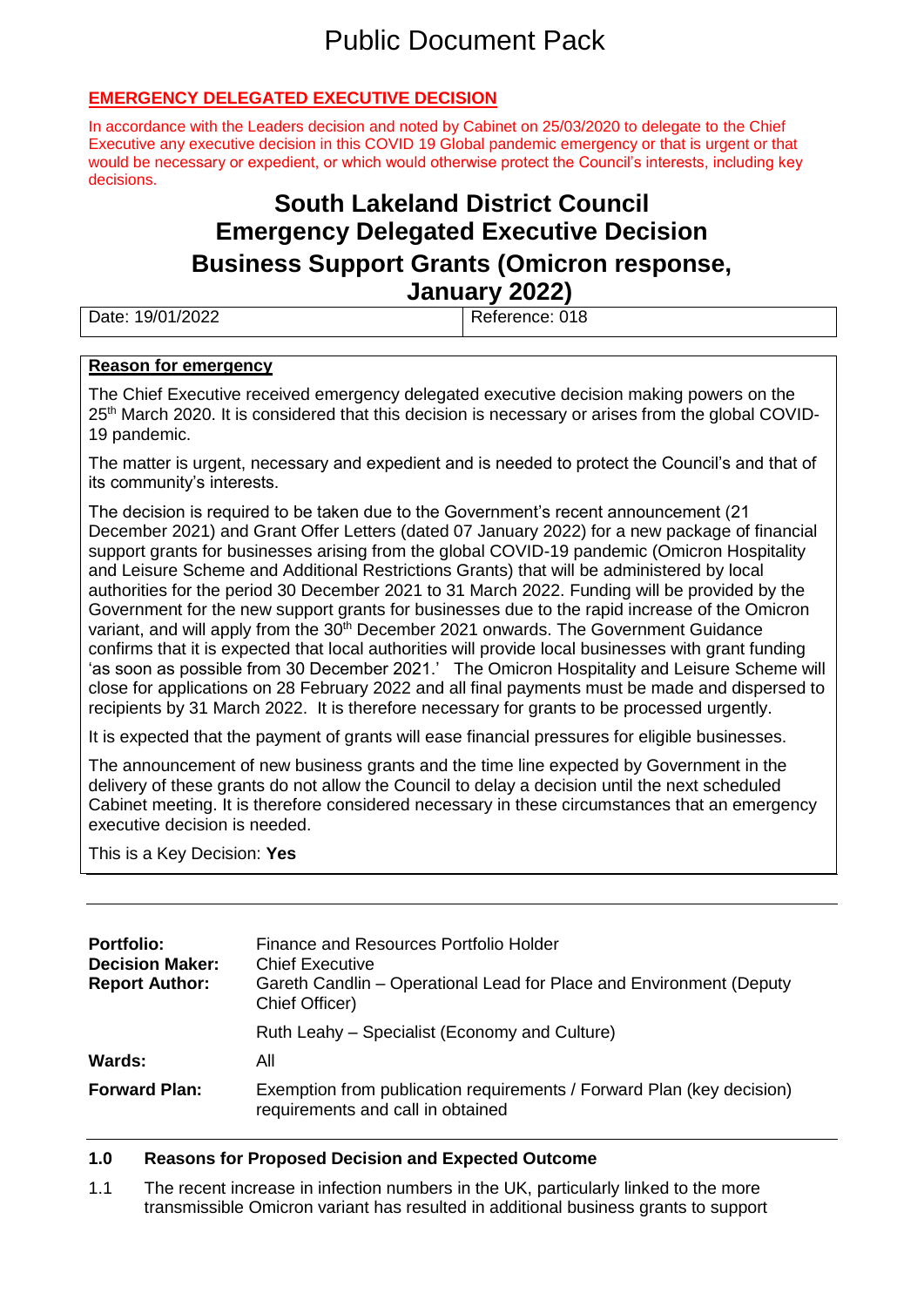# Public Document Pack

**EMERGENCY DELEGATED EXECUTIVE DECISION**

In accordance with the Leaders decision and noted by Cabinet on 25/03/2020 to delegate to the Chief Executive any executive decision in this COVID 19 Global pandemic emergency or that is urgent or that would be necessary or expedient, or which would otherwise protect the Council's interests, including key decisions.

## South Lakeland District Council
## Emergency Delegated Executive Decision
## Business Support Grants (Omicron response, January 2022)

| Date: 19/01/2022 | Reference: 018 |
|---|---|

**Reason for emergency**

The Chief Executive received emergency delegated executive decision making powers on the 25th March 2020. It is considered that this decision is necessary or arises from the global COVID-19 pandemic.

The matter is urgent, necessary and expedient and is needed to protect the Council's and that of its community's interests.

The decision is required to be taken due to the Government's recent announcement (21 December 2021) and Grant Offer Letters (dated 07 January 2022) for a new package of financial support grants for businesses arising from the global COVID-19 pandemic (Omicron Hospitality and Leisure Scheme and Additional Restrictions Grants) that will be administered by local authorities for the period 30 December 2021 to 31 March 2022. Funding will be provided by the Government for the new support grants for businesses due to the rapid increase of the Omicron variant, and will apply from the 30th December 2021 onwards. The Government Guidance confirms that it is expected that local authorities will provide local businesses with grant funding 'as soon as possible from 30 December 2021.' The Omicron Hospitality and Leisure Scheme will close for applications on 28 February 2022 and all final payments must be made and dispersed to recipients by 31 March 2022. It is therefore necessary for grants to be processed urgently.

It is expected that the payment of grants will ease financial pressures for eligible businesses.

The announcement of new business grants and the time line expected by Government in the delivery of these grants do not allow the Council to delay a decision until the next scheduled Cabinet meeting. It is therefore considered necessary in these circumstances that an emergency executive decision is needed.

This is a Key Decision: **Yes**

| | |
|---|---|
| **Portfolio:** | Finance and Resources Portfolio Holder |
| **Decision Maker:** | Chief Executive |
| **Report Author:** | Gareth Candlin – Operational Lead for Place and Environment (Deputy Chief Officer) |
| | Ruth Leahy – Specialist (Economy and Culture) |
| **Wards:** | All |
| **Forward Plan:** | Exemption from publication requirements / Forward Plan (key decision) requirements and call in obtained |

### 1.0 Reasons for Proposed Decision and Expected Outcome

1.1 The recent increase in infection numbers in the UK, particularly linked to the more transmissible Omicron variant has resulted in additional business grants to support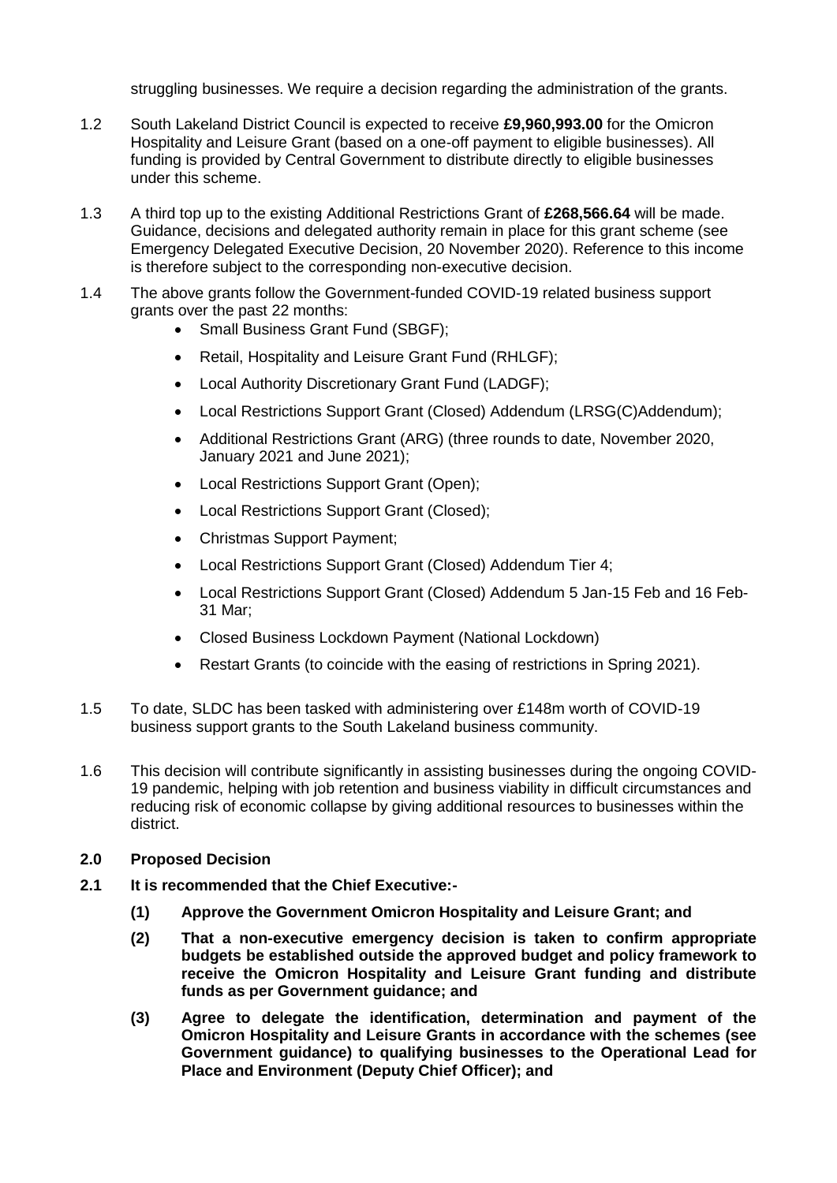struggling businesses. We require a decision regarding the administration of the grants.

1.2 South Lakeland District Council is expected to receive **£9,960,993.00** for the Omicron Hospitality and Leisure Grant (based on a one-off payment to eligible businesses). All funding is provided by Central Government to distribute directly to eligible businesses under this scheme.

1.3 A third top up to the existing Additional Restrictions Grant of **£268,566.64** will be made. Guidance, decisions and delegated authority remain in place for this grant scheme (see Emergency Delegated Executive Decision, 20 November 2020). Reference to this income is therefore subject to the corresponding non-executive decision.

1.4 The above grants follow the Government-funded COVID-19 related business support grants over the past 22 months:

- Small Business Grant Fund (SBGF);
- Retail, Hospitality and Leisure Grant Fund (RHLGF);
- Local Authority Discretionary Grant Fund (LADGF);
- Local Restrictions Support Grant (Closed) Addendum (LRSG(C)Addendum);
- Additional Restrictions Grant (ARG) (three rounds to date, November 2020, January 2021 and June 2021);
- Local Restrictions Support Grant (Open);
- Local Restrictions Support Grant (Closed);
- Christmas Support Payment;
- Local Restrictions Support Grant (Closed) Addendum Tier 4;
- Local Restrictions Support Grant (Closed) Addendum 5 Jan-15 Feb and 16 Feb-31 Mar;
- Closed Business Lockdown Payment (National Lockdown)
- Restart Grants (to coincide with the easing of restrictions in Spring 2021).

1.5 To date, SLDC has been tasked with administering over £148m worth of COVID-19 business support grants to the South Lakeland business community.

1.6 This decision will contribute significantly in assisting businesses during the ongoing COVID-19 pandemic, helping with job retention and business viability in difficult circumstances and reducing risk of economic collapse by giving additional resources to businesses within the district.

## 2.0 Proposed Decision

**2.1 It is recommended that the Chief Executive:-**

**(1) Approve the Government Omicron Hospitality and Leisure Grant; and**

**(2) That a non-executive emergency decision is taken to confirm appropriate budgets be established outside the approved budget and policy framework to receive the Omicron Hospitality and Leisure Grant funding and distribute funds as per Government guidance; and**

**(3) Agree to delegate the identification, determination and payment of the Omicron Hospitality and Leisure Grants in accordance with the schemes (see Government guidance) to qualifying businesses to the Operational Lead for Place and Environment (Deputy Chief Officer); and**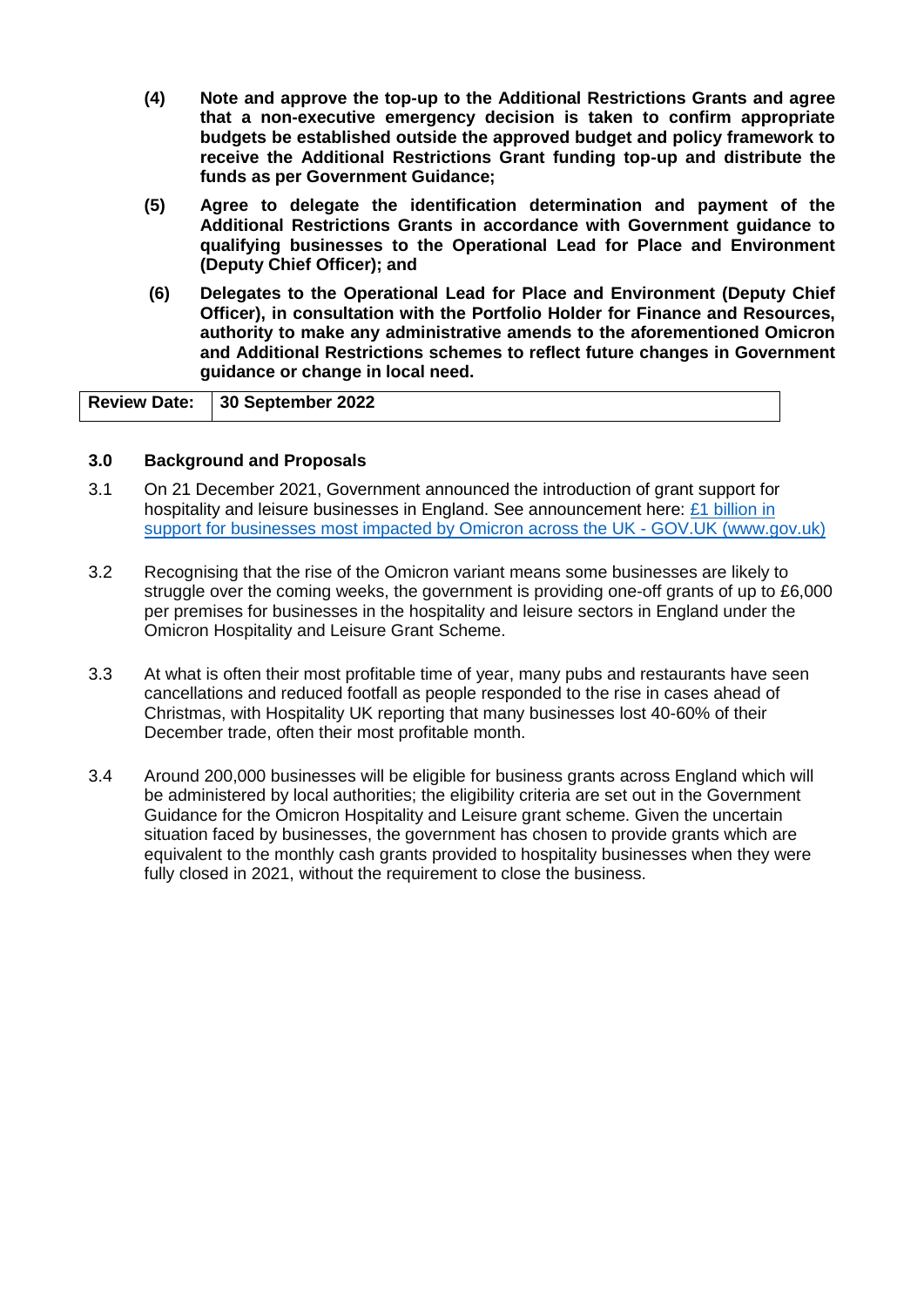**(4)** **Note and approve the top-up to the Additional Restrictions Grants and agree that a non-executive emergency decision is taken to confirm appropriate budgets be established outside the approved budget and policy framework to receive the Additional Restrictions Grant funding top-up and distribute the funds as per Government Guidance;**

**(5)** **Agree to delegate the identification determination and payment of the Additional Restrictions Grants in accordance with Government guidance to qualifying businesses to the Operational Lead for Place and Environment (Deputy Chief Officer); and**

**(6)** **Delegates to the Operational Lead for Place and Environment (Deputy Chief Officer), in consultation with the Portfolio Holder for Finance and Resources, authority to make any administrative amends to the aforementioned Omicron and Additional Restrictions schemes to reflect future changes in Government guidance or change in local need.**

| **Review Date:** | **30 September 2022** |
|---|---|

### 3.0 Background and Proposals

3.1 On 21 December 2021, Government announced the introduction of grant support for hospitality and leisure businesses in England. See announcement here: [£1 billion in support for businesses most impacted by Omicron across the UK - GOV.UK (www.gov.uk)](https://www.gov.uk)

3.2 Recognising that the rise of the Omicron variant means some businesses are likely to struggle over the coming weeks, the government is providing one-off grants of up to £6,000 per premises for businesses in the hospitality and leisure sectors in England under the Omicron Hospitality and Leisure Grant Scheme.

3.3 At what is often their most profitable time of year, many pubs and restaurants have seen cancellations and reduced footfall as people responded to the rise in cases ahead of Christmas, with Hospitality UK reporting that many businesses lost 40-60% of their December trade, often their most profitable month.

3.4 Around 200,000 businesses will be eligible for business grants across England which will be administered by local authorities; the eligibility criteria are set out in the Government Guidance for the Omicron Hospitality and Leisure grant scheme. Given the uncertain situation faced by businesses, the government has chosen to provide grants which are equivalent to the monthly cash grants provided to hospitality businesses when they were fully closed in 2021, without the requirement to close the business.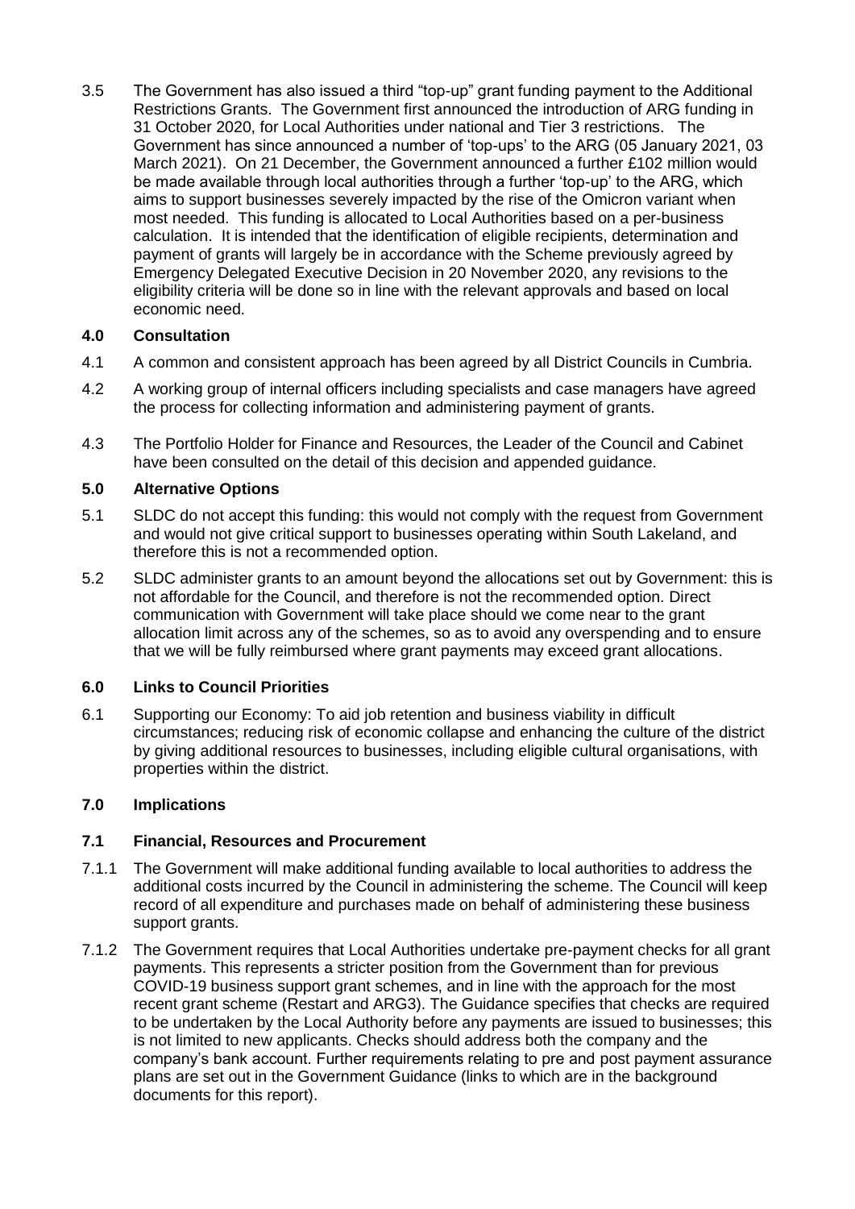3.5 The Government has also issued a third "top-up" grant funding payment to the Additional Restrictions Grants. The Government first announced the introduction of ARG funding in 31 October 2020, for Local Authorities under national and Tier 3 restrictions. The Government has since announced a number of 'top-ups' to the ARG (05 January 2021, 03 March 2021). On 21 December, the Government announced a further £102 million would be made available through local authorities through a further 'top-up' to the ARG, which aims to support businesses severely impacted by the rise of the Omicron variant when most needed. This funding is allocated to Local Authorities based on a per-business calculation. It is intended that the identification of eligible recipients, determination and payment of grants will largely be in accordance with the Scheme previously agreed by Emergency Delegated Executive Decision in 20 November 2020, any revisions to the eligibility criteria will be done so in line with the relevant approvals and based on local economic need.

## 4.0 Consultation

4.1 A common and consistent approach has been agreed by all District Councils in Cumbria.

4.2 A working group of internal officers including specialists and case managers have agreed the process for collecting information and administering payment of grants.

4.3 The Portfolio Holder for Finance and Resources, the Leader of the Council and Cabinet have been consulted on the detail of this decision and appended guidance.

## 5.0 Alternative Options

5.1 SLDC do not accept this funding: this would not comply with the request from Government and would not give critical support to businesses operating within South Lakeland, and therefore this is not a recommended option.

5.2 SLDC administer grants to an amount beyond the allocations set out by Government: this is not affordable for the Council, and therefore is not the recommended option. Direct communication with Government will take place should we come near to the grant allocation limit across any of the schemes, so as to avoid any overspending and to ensure that we will be fully reimbursed where grant payments may exceed grant allocations.

## 6.0 Links to Council Priorities

6.1 Supporting our Economy: To aid job retention and business viability in difficult circumstances; reducing risk of economic collapse and enhancing the culture of the district by giving additional resources to businesses, including eligible cultural organisations, with properties within the district.

## 7.0 Implications

### 7.1 Financial, Resources and Procurement

7.1.1 The Government will make additional funding available to local authorities to address the additional costs incurred by the Council in administering the scheme. The Council will keep record of all expenditure and purchases made on behalf of administering these business support grants.

7.1.2 The Government requires that Local Authorities undertake pre-payment checks for all grant payments. This represents a stricter position from the Government than for previous COVID-19 business support grant schemes, and in line with the approach for the most recent grant scheme (Restart and ARG3). The Guidance specifies that checks are required to be undertaken by the Local Authority before any payments are issued to businesses; this is not limited to new applicants. Checks should address both the company and the company's bank account. Further requirements relating to pre and post payment assurance plans are set out in the Government Guidance (links to which are in the background documents for this report).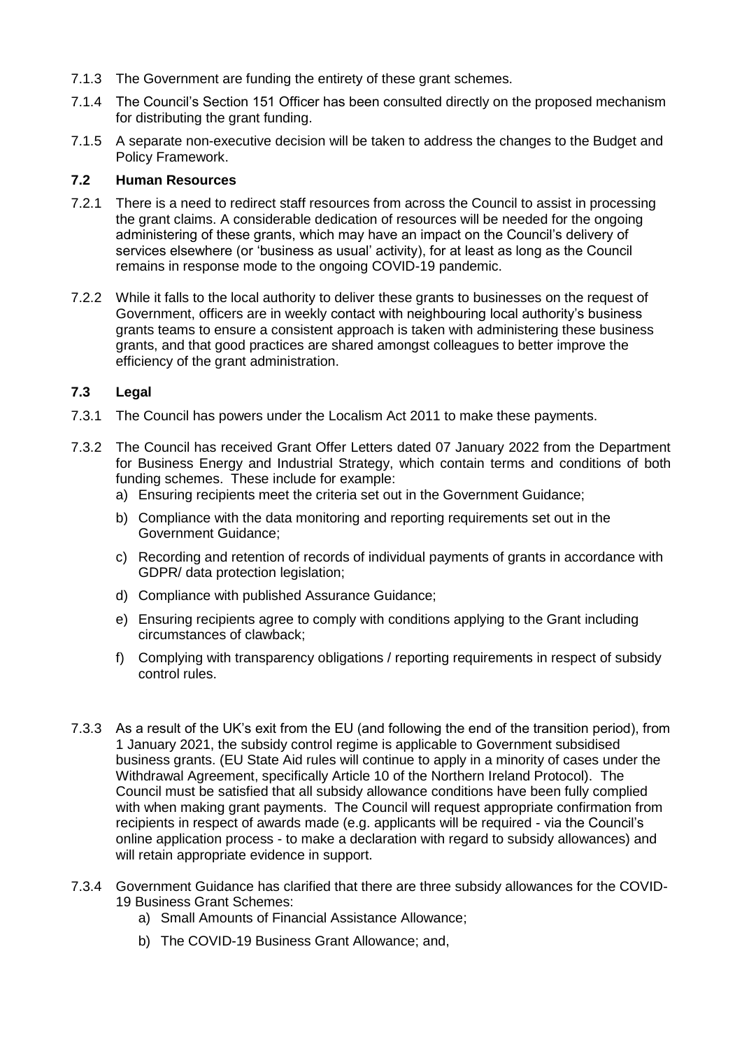7.1.3 The Government are funding the entirety of these grant schemes.

7.1.4 The Council's Section 151 Officer has been consulted directly on the proposed mechanism for distributing the grant funding.

7.1.5 A separate non-executive decision will be taken to address the changes to the Budget and Policy Framework.

### 7.2 Human Resources

7.2.1 There is a need to redirect staff resources from across the Council to assist in processing the grant claims. A considerable dedication of resources will be needed for the ongoing administering of these grants, which may have an impact on the Council's delivery of services elsewhere (or 'business as usual' activity), for at least as long as the Council remains in response mode to the ongoing COVID-19 pandemic.

7.2.2 While it falls to the local authority to deliver these grants to businesses on the request of Government, officers are in weekly contact with neighbouring local authority's business grants teams to ensure a consistent approach is taken with administering these business grants, and that good practices are shared amongst colleagues to better improve the efficiency of the grant administration.

### 7.3 Legal

7.3.1 The Council has powers under the Localism Act 2011 to make these payments.

7.3.2 The Council has received Grant Offer Letters dated 07 January 2022 from the Department for Business Energy and Industrial Strategy, which contain terms and conditions of both funding schemes. These include for example:

a) Ensuring recipients meet the criteria set out in the Government Guidance;

b) Compliance with the data monitoring and reporting requirements set out in the Government Guidance;

c) Recording and retention of records of individual payments of grants in accordance with GDPR/ data protection legislation;

d) Compliance with published Assurance Guidance;

e) Ensuring recipients agree to comply with conditions applying to the Grant including circumstances of clawback;

f) Complying with transparency obligations / reporting requirements in respect of subsidy control rules.

7.3.3 As a result of the UK's exit from the EU (and following the end of the transition period), from 1 January 2021, the subsidy control regime is applicable to Government subsidised business grants. (EU State Aid rules will continue to apply in a minority of cases under the Withdrawal Agreement, specifically Article 10 of the Northern Ireland Protocol). The Council must be satisfied that all subsidy allowance conditions have been fully complied with when making grant payments. The Council will request appropriate confirmation from recipients in respect of awards made (e.g. applicants will be required - via the Council's online application process - to make a declaration with regard to subsidy allowances) and will retain appropriate evidence in support.

7.3.4 Government Guidance has clarified that there are three subsidy allowances for the COVID-19 Business Grant Schemes:

a) Small Amounts of Financial Assistance Allowance;

b) The COVID-19 Business Grant Allowance; and,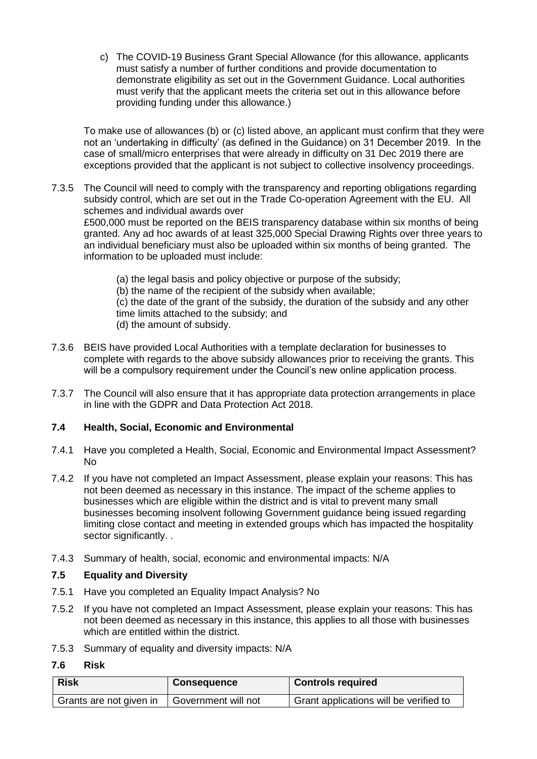c) The COVID-19 Business Grant Special Allowance (for this allowance, applicants must satisfy a number of further conditions and provide documentation to demonstrate eligibility as set out in the Government Guidance. Local authorities must verify that the applicant meets the criteria set out in this allowance before providing funding under this allowance.)

To make use of allowances (b) or (c) listed above, an applicant must confirm that they were not an 'undertaking in difficulty' (as defined in the Guidance) on 31 December 2019. In the case of small/micro enterprises that were already in difficulty on 31 Dec 2019 there are exceptions provided that the applicant is not subject to collective insolvency proceedings.

7.3.5 The Council will need to comply with the transparency and reporting obligations regarding subsidy control, which are set out in the Trade Co-operation Agreement with the EU. All schemes and individual awards over £500,000 must be reported on the BEIS transparency database within six months of being granted. Any ad hoc awards of at least 325,000 Special Drawing Rights over three years to an individual beneficiary must also be uploaded within six months of being granted. The information to be uploaded must include:

(a) the legal basis and policy objective or purpose of the subsidy;
(b) the name of the recipient of the subsidy when available;
(c) the date of the grant of the subsidy, the duration of the subsidy and any other time limits attached to the subsidy; and
(d) the amount of subsidy.

7.3.6 BEIS have provided Local Authorities with a template declaration for businesses to complete with regards to the above subsidy allowances prior to receiving the grants. This will be a compulsory requirement under the Council's new online application process.

7.3.7 The Council will also ensure that it has appropriate data protection arrangements in place in line with the GDPR and Data Protection Act 2018.

### 7.4 Health, Social, Economic and Environmental

7.4.1 Have you completed a Health, Social, Economic and Environmental Impact Assessment? No

7.4.2 If you have not completed an Impact Assessment, please explain your reasons: This has not been deemed as necessary in this instance. The impact of the scheme applies to businesses which are eligible within the district and is vital to prevent many small businesses becoming insolvent following Government guidance being issued regarding limiting close contact and meeting in extended groups which has impacted the hospitality sector significantly. .

7.4.3 Summary of health, social, economic and environmental impacts: N/A

### 7.5 Equality and Diversity

7.5.1 Have you completed an Equality Impact Analysis? No

7.5.2 If you have not completed an Impact Assessment, please explain your reasons: This has not been deemed as necessary in this instance, this applies to all those with businesses which are entitled within the district.

7.5.3 Summary of equality and diversity impacts: N/A

### 7.6 Risk

| Risk | Consequence | Controls required |
|---|---|---|
| Grants are not given in | Government will not | Grant applications will be verified to |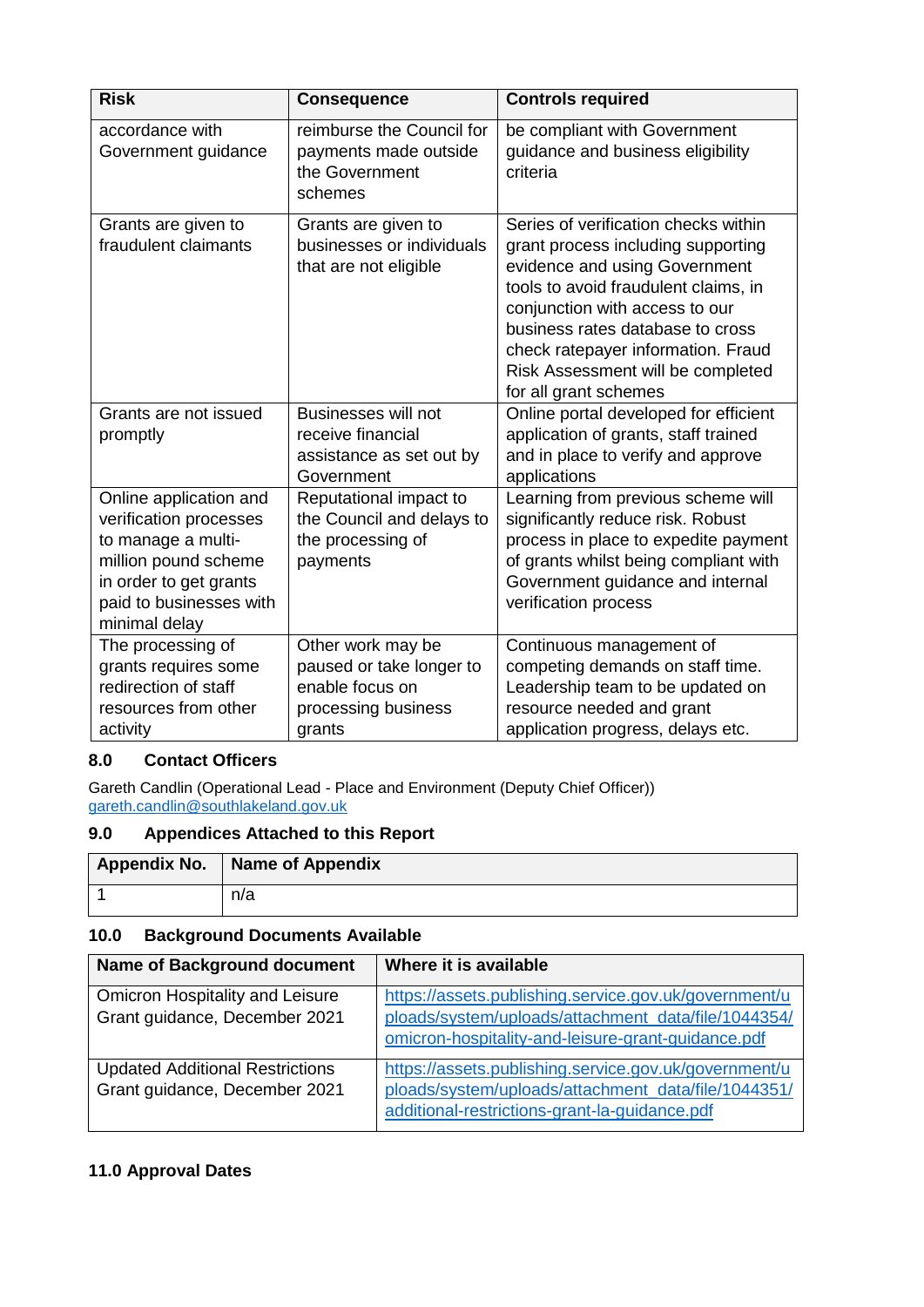| Risk | Consequence | Controls required |
| --- | --- | --- |
| accordance with Government guidance | reimburse the Council for payments made outside the Government schemes | be compliant with Government guidance and business eligibility criteria |
| Grants are given to fraudulent claimants | Grants are given to businesses or individuals that are not eligible | Series of verification checks within grant process including supporting evidence and using Government tools to avoid fraudulent claims, in conjunction with access to our business rates database to cross check ratepayer information. Fraud Risk Assessment will be completed for all grant schemes |
| Grants are not issued promptly | Businesses will not receive financial assistance as set out by Government | Online portal developed for efficient application of grants, staff trained and in place to verify and approve applications |
| Online application and verification processes to manage a multi-million pound scheme in order to get grants paid to businesses with minimal delay | Reputational impact to the Council and delays to the processing of payments | Learning from previous scheme will significantly reduce risk. Robust process in place to expedite payment of grants whilst being compliant with Government guidance and internal verification process |
| The processing of grants requires some redirection of staff resources from other activity | Other work may be paused or take longer to enable focus on processing business grants | Continuous management of competing demands on staff time. Leadership team to be updated on resource needed and grant application progress, delays etc. |

## 8.0 Contact Officers

Gareth Candlin (Operational Lead - Place and Environment (Deputy Chief Officer))
gareth.candlin@southlakeland.gov.uk

## 9.0 Appendices Attached to this Report

| Appendix No. | Name of Appendix |
| --- | --- |
| 1 | n/a |

## 10.0 Background Documents Available

| Name of Background document | Where it is available |
| --- | --- |
| Omicron Hospitality and Leisure Grant guidance, December 2021 | https://assets.publishing.service.gov.uk/government/uploads/system/uploads/attachment_data/file/1044354/omicron-hospitality-and-leisure-grant-guidance.pdf |
| Updated Additional Restrictions Grant guidance, December 2021 | https://assets.publishing.service.gov.uk/government/uploads/system/uploads/attachment_data/file/1044351/additional-restrictions-grant-la-guidance.pdf |

## 11.0 Approval Dates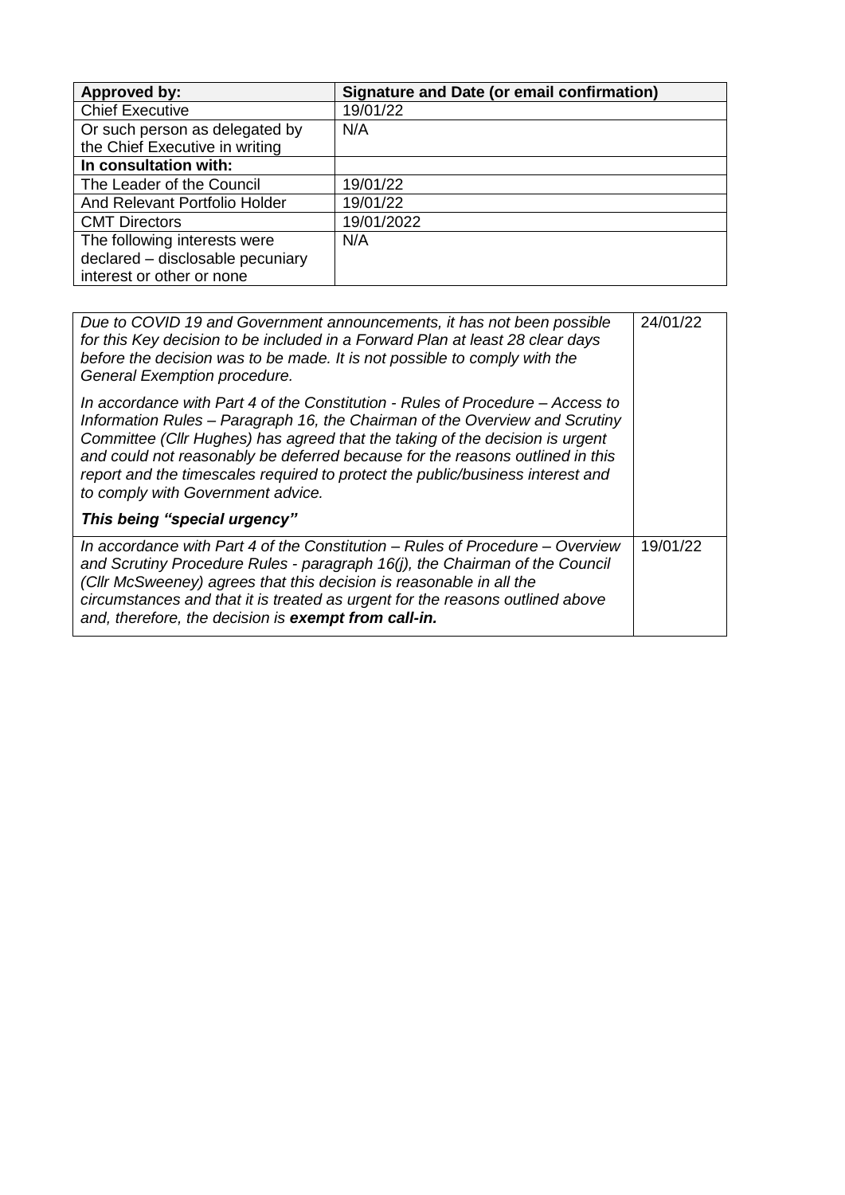| Approved by: | Signature and Date (or email confirmation) |
| --- | --- |
| Chief Executive | 19/01/22 |
| Or such person as delegated by the Chief Executive in writing | N/A |
| **In consultation with:** | |
| The Leader of the Council | 19/01/22 |
| And Relevant Portfolio Holder | 19/01/22 |
| CMT Directors | 19/01/2022 |
| The following interests were declared – disclosable pecuniary interest or other or none | N/A |

| | |
| --- | --- |
| *Due to COVID 19 and Government announcements, it has not been possible for this Key decision to be included in a Forward Plan at least 28 clear days before the decision was to be made. It is not possible to comply with the General Exemption procedure.*<br><br>*In accordance with Part 4 of the Constitution - Rules of Procedure – Access to Information Rules – Paragraph 16, the Chairman of the Overview and Scrutiny Committee (Cllr Hughes) has agreed that the taking of the decision is urgent and could not reasonably be deferred because for the reasons outlined in this report and the timescales required to protect the public/business interest and to comply with Government advice.*<br><br>***This being "special urgency"*** | 24/01/22 |
| *In accordance with Part 4 of the Constitution – Rules of Procedure – Overview and Scrutiny Procedure Rules - paragraph 16(j), the Chairman of the Council (Cllr McSweeney) agrees that this decision is reasonable in all the circumstances and that it is treated as urgent for the reasons outlined above and, therefore, the decision is* ***exempt from call-in.*** | 19/01/22 |